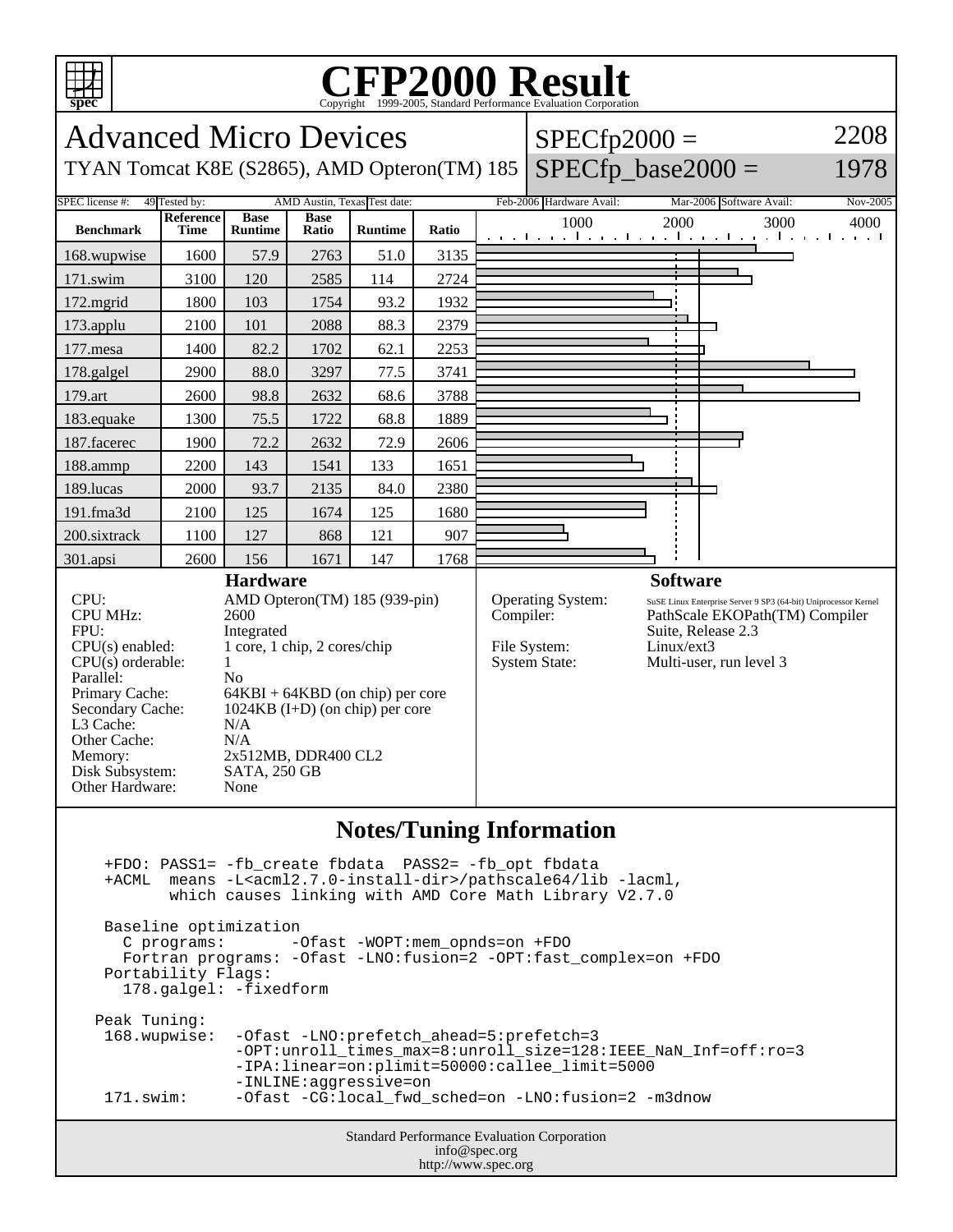# CFP2000 Result

Copyright 1999-2005, Standard Performance Evaluation Corporation

## Advanced Micro Devices

TYAN Tomcat K8E (S2865), AMD Opteron(TM) 185

SPECfp2000 = 2208

SPECfp_base2000 = 1978

SPEC license #: 49 | Tested by: AMD Austin, Texas | Test date: Feb-2006 | Hardware Avail: Mar-2006 | Software Avail: Nov-2005

| Benchmark | Reference Time | Base Runtime | Base Ratio | Runtime | Ratio |
|---|---|---|---|---|---|
| 168.wupwise | 1600 | 57.9 | 2763 | 51.0 | 3135 |
| 171.swim | 3100 | 120 | 2585 | 114 | 2724 |
| 172.mgrid | 1800 | 103 | 1754 | 93.2 | 1932 |
| 173.applu | 2100 | 101 | 2088 | 88.3 | 2379 |
| 177.mesa | 1400 | 82.2 | 1702 | 62.1 | 2253 |
| 178.galgel | 2900 | 88.0 | 3297 | 77.5 | 3741 |
| 179.art | 2600 | 98.8 | 2632 | 68.6 | 3788 |
| 183.equake | 1300 | 75.5 | 1722 | 68.8 | 1889 |
| 187.facerec | 1900 | 72.2 | 2632 | 72.9 | 2606 |
| 188.ammp | 2200 | 143 | 1541 | 133 | 1651 |
| 189.lucas | 2000 | 93.7 | 2135 | 84.0 | 2380 |
| 191.fma3d | 2100 | 125 | 1674 | 125 | 1680 |
| 200.sixtrack | 1100 | 127 | 868 | 121 | 907 |
| 301.apsi | 2600 | 156 | 1671 | 147 | 1768 |

### Hardware

| | |
|---|---|
| CPU: | AMD Opteron(TM) 185 (939-pin) |
| CPU MHz: | 2600 |
| FPU: | Integrated |
| CPU(s) enabled: | 1 core, 1 chip, 2 cores/chip |
| CPU(s) orderable: | 1 |
| Parallel: | No |
| Primary Cache: | 64KBI + 64KBD (on chip) per core |
| Secondary Cache: | 1024KB (I+D) (on chip) per core |
| L3 Cache: | N/A |
| Other Cache: | N/A |
| Memory: | 2x512MB, DDR400 CL2 |
| Disk Subsystem: | SATA, 250 GB |
| Other Hardware: | None |

### Software

| | |
|---|---|
| Operating System: | SuSE Linux Enterprise Server 9 SP3 (64-bit) Uniprocessor Kernel |
| Compiler: | PathScale EKOPath(TM) Compiler Suite, Release 2.3 |
| File System: | Linux/ext3 |
| System State: | Multi-user, run level 3 |

## Notes/Tuning Information

```
+FDO: PASS1= -fb_create fbdata  PASS2= -fb_opt fbdata
+ACML  means -L<acml2.7.0-install-dir>/pathscale64/lib -lacml,
       which causes linking with AMD Core Math Library V2.7.0

Baseline optimization
  C programs:       -Ofast -WOPT:mem_opnds=on +FDO
  Fortran programs: -Ofast -LNO:fusion=2 -OPT:fast_complex=on +FDO
Portability Flags:
  178.galgel: -fixedform

Peak Tuning:
 168.wupwise:  -Ofast -LNO:prefetch_ahead=5:prefetch=3
               -OPT:unroll_times_max=8:unroll_size=128:IEEE_NaN_Inf=off:ro=3
               -IPA:linear=on:plimit=50000:callee_limit=5000
               -INLINE:aggressive=on
 171.swim:     -Ofast -CG:local_fwd_sched=on -LNO:fusion=2 -m3dnow
```

Standard Performance Evaluation Corporation
info@spec.org
http://www.spec.org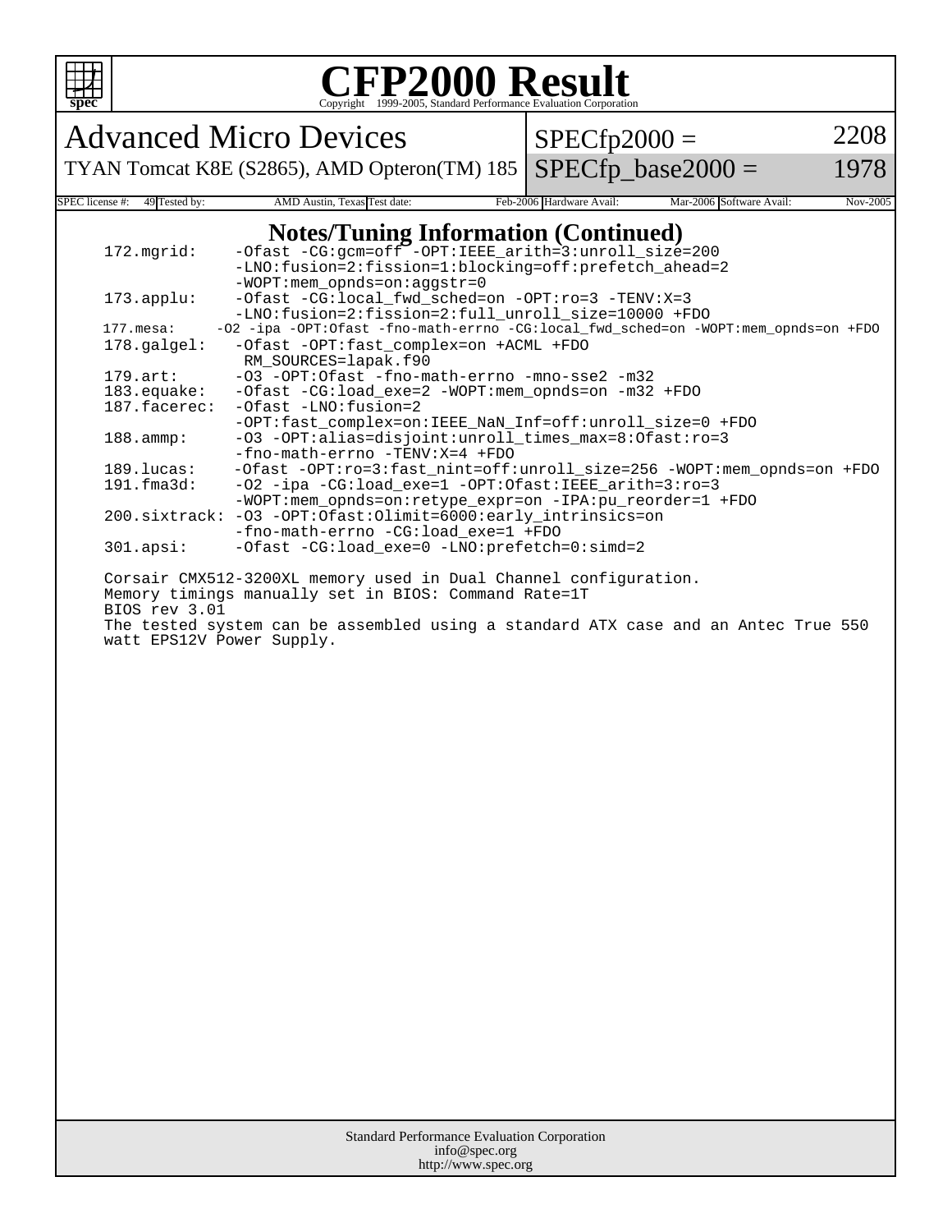# CFP2000 Result

Copyright 1999-2005, Standard Performance Evaluation Corporation

**Advanced Micro Devices**

TYAN Tomcat K8E (S2865), AMD Opteron(TM) 185

SPECfp2000 = 2208

SPECfp_base2000 = 1978

| SPEC license #: | 49 | Tested by: | AMD Austin, Texas | Test date: | Feb-2006 | Hardware Avail: | Mar-2006 | Software Avail: | Nov-2005 |
|---|---|---|---|---|---|---|---|---|---|

## Notes/Tuning Information (Continued)

```
172.mgrid:    -Ofast -CG:gcm=off -OPT:IEEE_arith=3:unroll_size=200
              -LNO:fusion=2:fission=1:blocking=off:prefetch_ahead=2
              -WOPT:mem_opnds=on:aggstr=0
173.applu:    -Ofast -CG:local_fwd_sched=on -OPT:ro=3 -TENV:X=3
              -LNO:fusion=2:fission=2:full_unroll_size=10000 +FDO
177.mesa:     -O2 -ipa -OPT:Ofast -fno-math-errno -CG:local_fwd_sched=on -WOPT:mem_opnds=on +FDO
178.galgel:   -Ofast -OPT:fast_complex=on +ACML +FDO
              RM_SOURCES=lapak.f90
179.art:      -O3 -OPT:Ofast -fno-math-errno -mno-sse2 -m32
183.equake:   -Ofast -CG:load_exe=2 -WOPT:mem_opnds=on -m32 +FDO
187.facerec:  -Ofast -LNO:fusion=2
              -OPT:fast_complex=on:IEEE_NaN_Inf=off:unroll_size=0 +FDO
188.ammp:     -O3 -OPT:alias=disjoint:unroll_times_max=8:Ofast:ro=3
              -fno-math-errno -TENV:X=4 +FDO
189.lucas:    -Ofast -OPT:ro=3:fast_nint=off:unroll_size=256 -WOPT:mem_opnds=on +FDO
191.fma3d:    -O2 -ipa -CG:load_exe=1 -OPT:Ofast:IEEE_arith=3:ro=3
              -WOPT:mem_opnds=on:retype_expr=on -IPA:pu_reorder=1 +FDO
200.sixtrack: -O3 -OPT:Ofast:Olimit=6000:early_intrinsics=on
              -fno-math-errno -CG:load_exe=1 +FDO
301.apsi:     -Ofast -CG:load_exe=0 -LNO:prefetch=0:simd=2
```

Corsair CMX512-3200XL memory used in Dual Channel configuration.
Memory timings manually set in BIOS: Command Rate=1T
BIOS rev 3.01
The tested system can be assembled using a standard ATX case and an Antec True 550 watt EPS12V Power Supply.

Standard Performance Evaluation Corporation
info@spec.org
http://www.spec.org